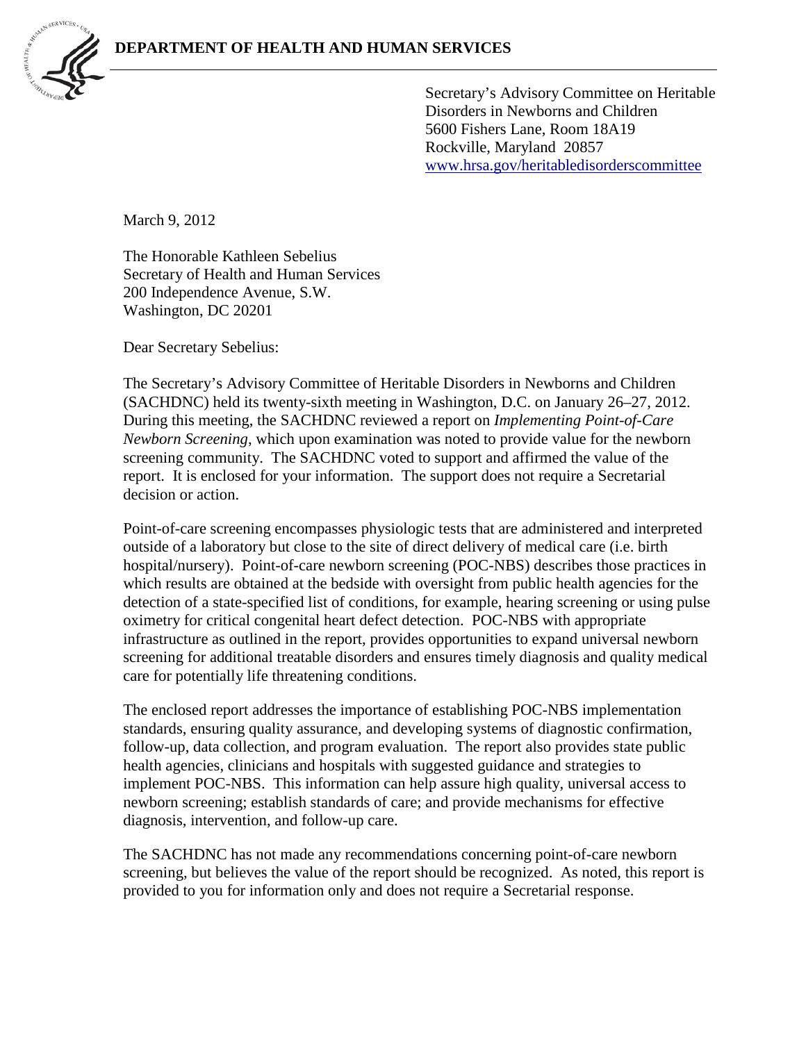**DEPARTMENT OF HEALTH AND HUMAN SERVICES**

Secretary's Advisory Committee on Heritable Disorders in Newborns and Children
5600 Fishers Lane, Room 18A19
Rockville, Maryland 20857
www.hrsa.gov/heritabledisorderscommittee

March 9, 2012

The Honorable Kathleen Sebelius
Secretary of Health and Human Services
200 Independence Avenue, S.W.
Washington, DC 20201

Dear Secretary Sebelius:

The Secretary's Advisory Committee of Heritable Disorders in Newborns and Children (SACHDNC) held its twenty-sixth meeting in Washington, D.C. on January 26–27, 2012. During this meeting, the SACHDNC reviewed a report on *Implementing Point-of-Care Newborn Screening*, which upon examination was noted to provide value for the newborn screening community. The SACHDNC voted to support and affirmed the value of the report. It is enclosed for your information. The support does not require a Secretarial decision or action.

Point-of-care screening encompasses physiologic tests that are administered and interpreted outside of a laboratory but close to the site of direct delivery of medical care (i.e. birth hospital/nursery). Point-of-care newborn screening (POC-NBS) describes those practices in which results are obtained at the bedside with oversight from public health agencies for the detection of a state-specified list of conditions, for example, hearing screening or using pulse oximetry for critical congenital heart defect detection. POC-NBS with appropriate infrastructure as outlined in the report, provides opportunities to expand universal newborn screening for additional treatable disorders and ensures timely diagnosis and quality medical care for potentially life threatening conditions.

The enclosed report addresses the importance of establishing POC-NBS implementation standards, ensuring quality assurance, and developing systems of diagnostic confirmation, follow-up, data collection, and program evaluation. The report also provides state public health agencies, clinicians and hospitals with suggested guidance and strategies to implement POC-NBS. This information can help assure high quality, universal access to newborn screening; establish standards of care; and provide mechanisms for effective diagnosis, intervention, and follow-up care.

The SACHDNC has not made any recommendations concerning point-of-care newborn screening, but believes the value of the report should be recognized. As noted, this report is provided to you for information only and does not require a Secretarial response.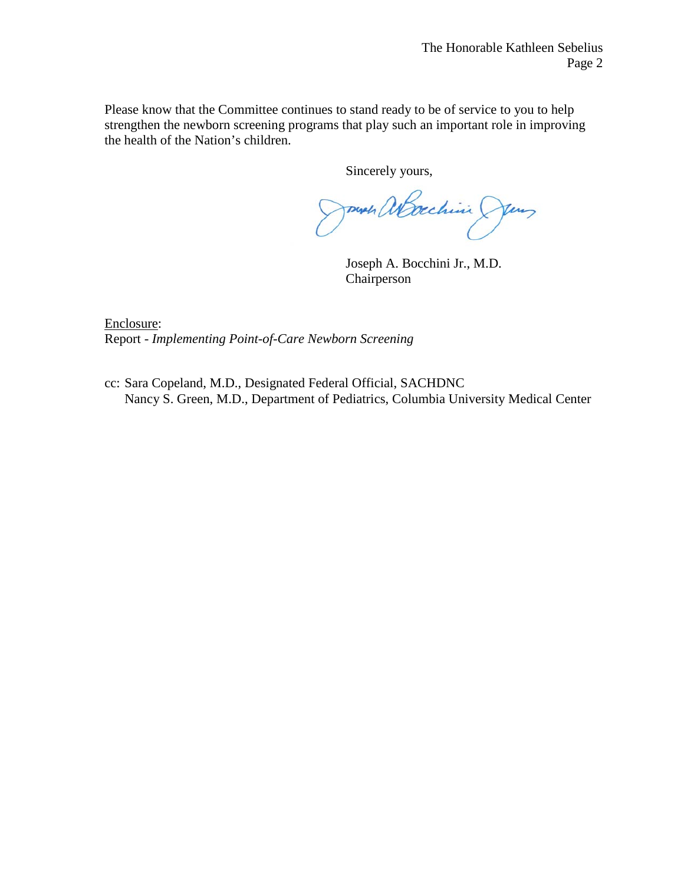Please know that the Committee continues to stand ready to be of service to you to help strengthen the newborn screening programs that play such an important role in improving the health of the Nation's children.

Sincerely yours,

Joseph A. Bocchini Jr., M.D.
Chairperson

Enclosure:
Report - *Implementing Point-of-Care Newborn Screening*

cc: Sara Copeland, M.D., Designated Federal Official, SACHDNC
Nancy S. Green, M.D., Department of Pediatrics, Columbia University Medical Center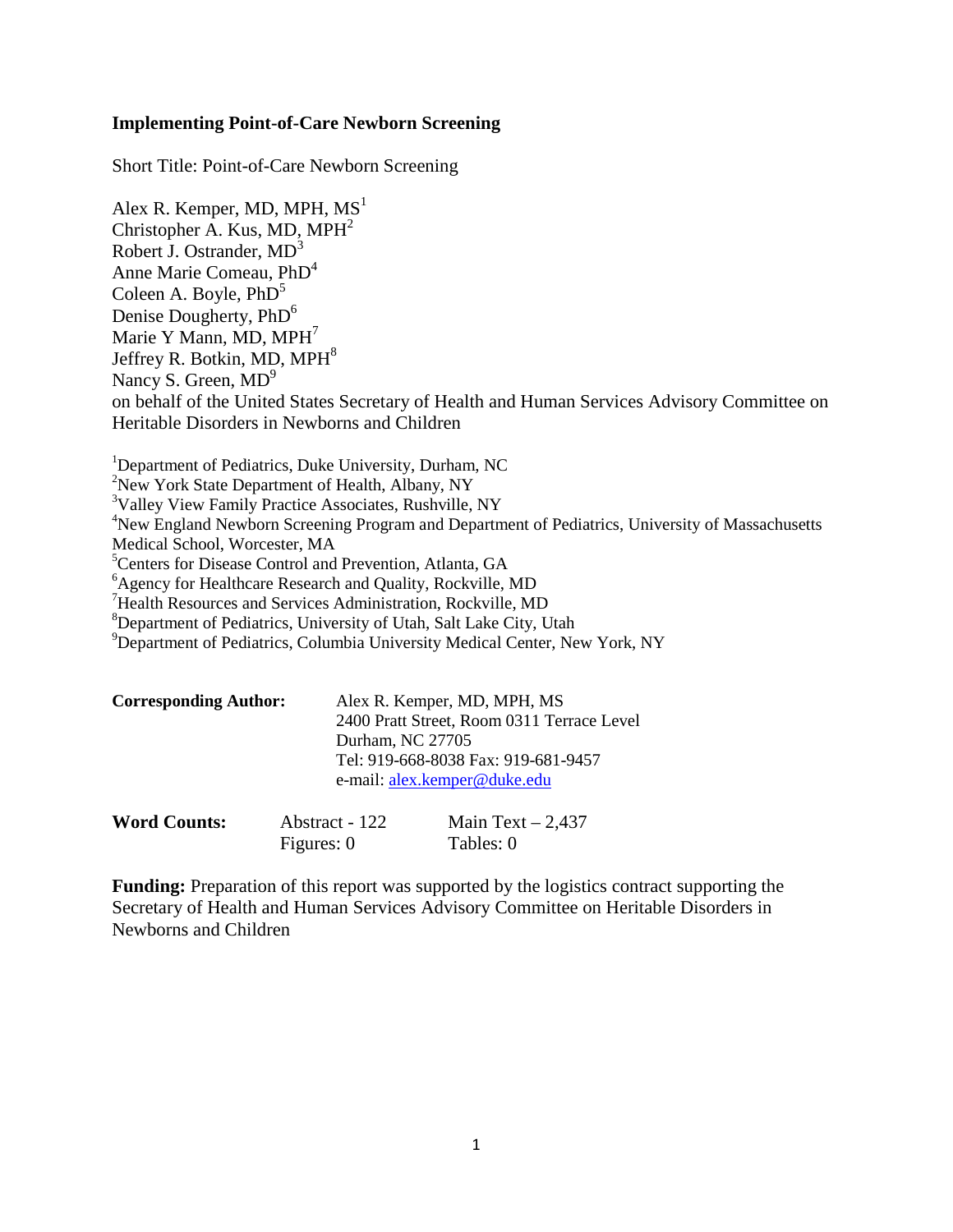**Implementing Point-of-Care Newborn Screening**

Short Title: Point-of-Care Newborn Screening

Alex R. Kemper, MD, MPH, MS[1]
Christopher A. Kus, MD, MPH[2]
Robert J. Ostrander, MD[3]
Anne Marie Comeau, PhD[4]
Coleen A. Boyle, PhD[5]
Denise Dougherty, PhD[6]
Marie Y Mann, MD, MPH[7]
Jeffrey R. Botkin, MD, MPH[8]
Nancy S. Green, MD[9]
on behalf of the United States Secretary of Health and Human Services Advisory Committee on Heritable Disorders in Newborns and Children

[1]Department of Pediatrics, Duke University, Durham, NC
[2]New York State Department of Health, Albany, NY
[3]Valley View Family Practice Associates, Rushville, NY
[4]New England Newborn Screening Program and Department of Pediatrics, University of Massachusetts Medical School, Worcester, MA
[5]Centers for Disease Control and Prevention, Atlanta, GA
[6]Agency for Healthcare Research and Quality, Rockville, MD
[7]Health Resources and Services Administration, Rockville, MD
[8]Department of Pediatrics, University of Utah, Salt Lake City, Utah
[9]Department of Pediatrics, Columbia University Medical Center, New York, NY

**Corresponding Author:** Alex R. Kemper, MD, MPH, MS
2400 Pratt Street, Room 0311 Terrace Level
Durham, NC 27705
Tel: 919-668-8038 Fax: 919-681-9457
e-mail: alex.kemper@duke.edu

**Word Counts:** Abstract - 122 | Main Text – 2,437
Figures: 0 | Tables: 0

**Funding:** Preparation of this report was supported by the logistics contract supporting the Secretary of Health and Human Services Advisory Committee on Heritable Disorders in Newborns and Children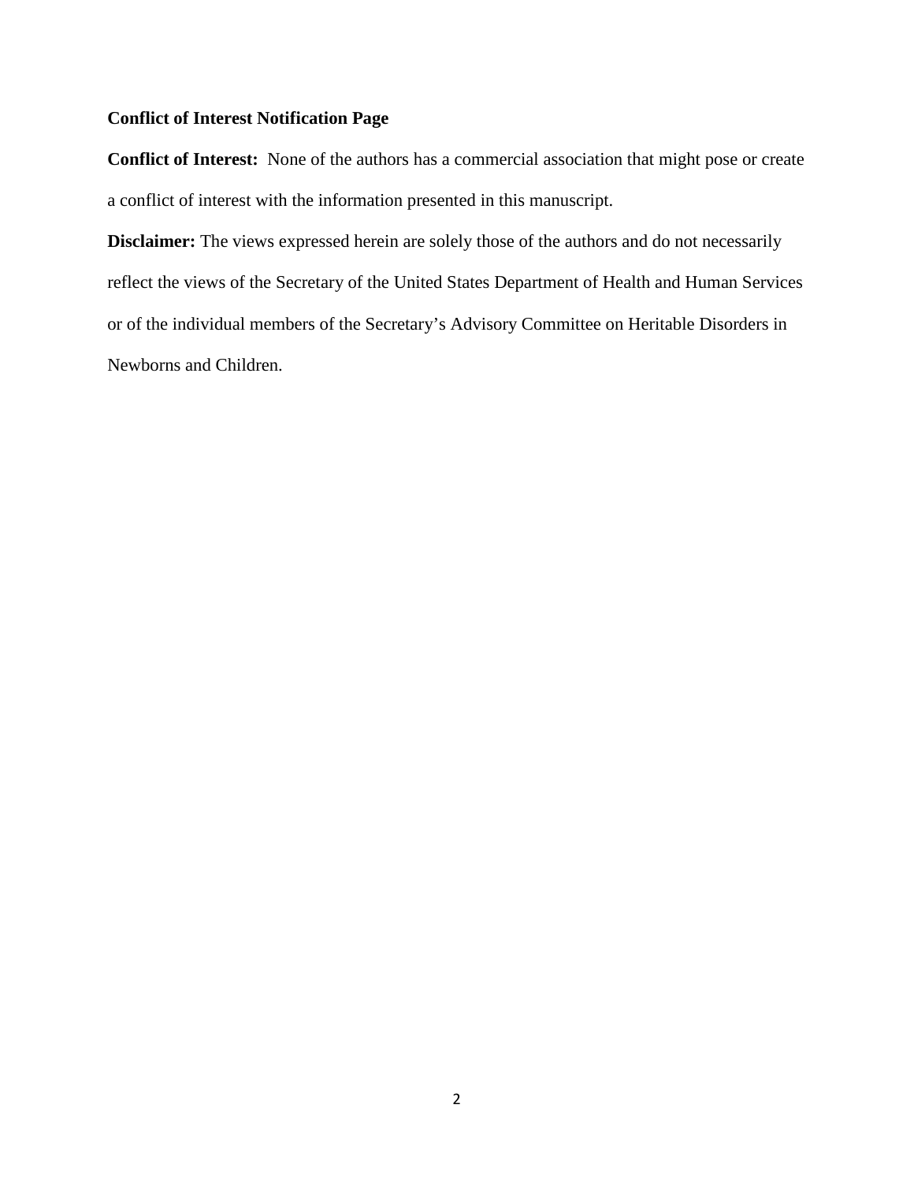**Conflict of Interest Notification Page**

**Conflict of Interest:** None of the authors has a commercial association that might pose or create a conflict of interest with the information presented in this manuscript.

**Disclaimer:** The views expressed herein are solely those of the authors and do not necessarily reflect the views of the Secretary of the United States Department of Health and Human Services or of the individual members of the Secretary's Advisory Committee on Heritable Disorders in Newborns and Children.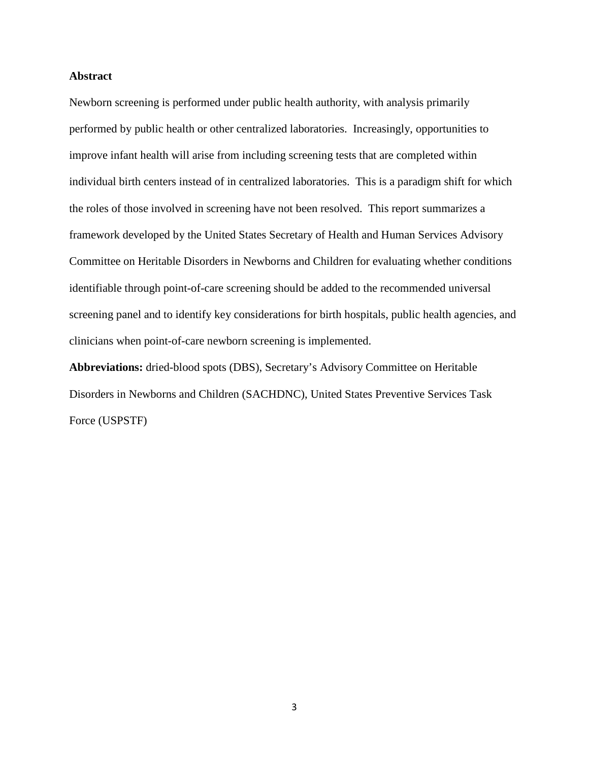## Abstract

Newborn screening is performed under public health authority, with analysis primarily performed by public health or other centralized laboratories. Increasingly, opportunities to improve infant health will arise from including screening tests that are completed within individual birth centers instead of in centralized laboratories. This is a paradigm shift for which the roles of those involved in screening have not been resolved. This report summarizes a framework developed by the United States Secretary of Health and Human Services Advisory Committee on Heritable Disorders in Newborns and Children for evaluating whether conditions identifiable through point-of-care screening should be added to the recommended universal screening panel and to identify key considerations for birth hospitals, public health agencies, and clinicians when point-of-care newborn screening is implemented.

**Abbreviations:** dried-blood spots (DBS), Secretary's Advisory Committee on Heritable Disorders in Newborns and Children (SACHDNC), United States Preventive Services Task Force (USPSTF)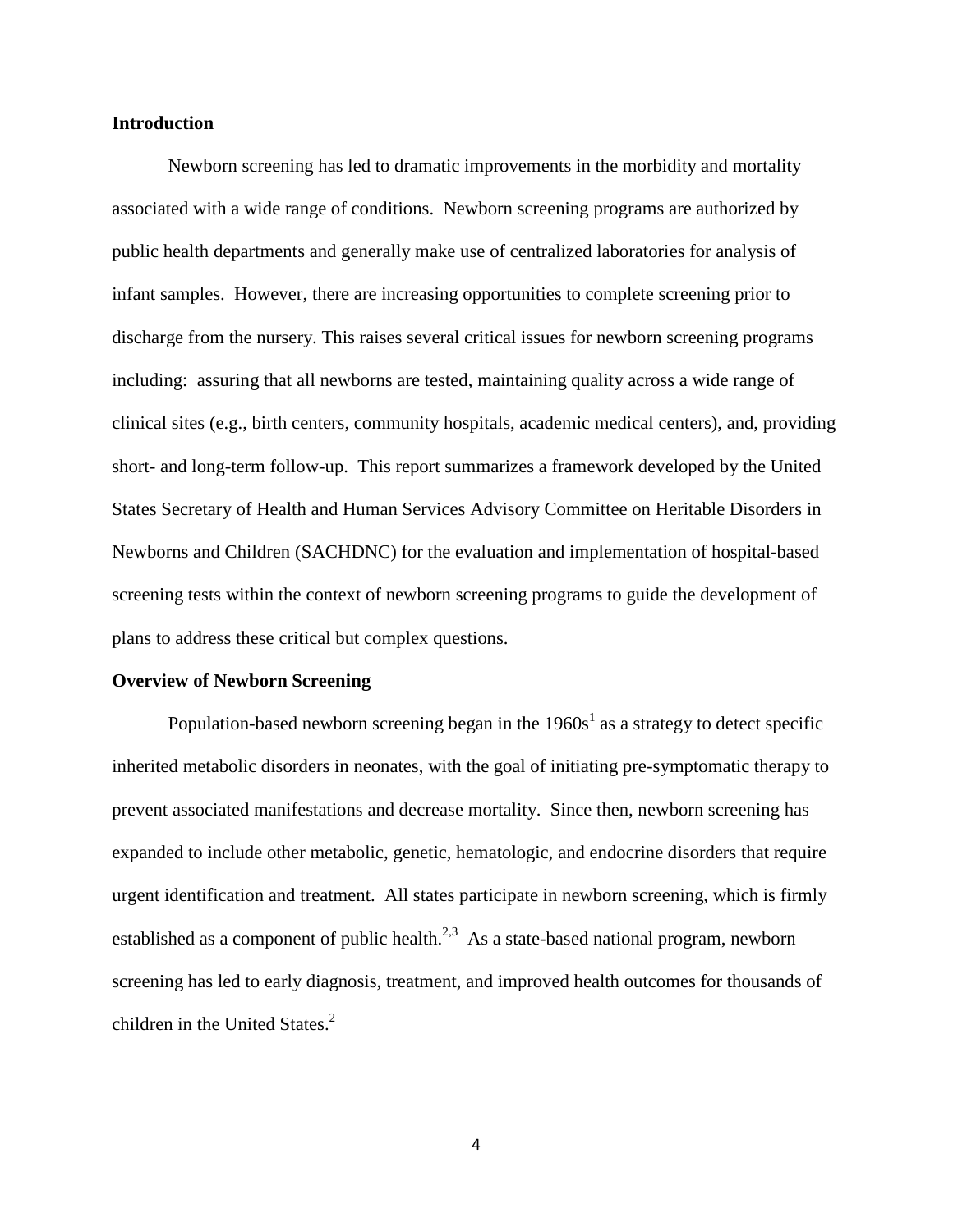## Introduction

Newborn screening has led to dramatic improvements in the morbidity and mortality associated with a wide range of conditions. Newborn screening programs are authorized by public health departments and generally make use of centralized laboratories for analysis of infant samples. However, there are increasing opportunities to complete screening prior to discharge from the nursery. This raises several critical issues for newborn screening programs including: assuring that all newborns are tested, maintaining quality across a wide range of clinical sites (e.g., birth centers, community hospitals, academic medical centers), and, providing short- and long-term follow-up. This report summarizes a framework developed by the United States Secretary of Health and Human Services Advisory Committee on Heritable Disorders in Newborns and Children (SACHDNC) for the evaluation and implementation of hospital-based screening tests within the context of newborn screening programs to guide the development of plans to address these critical but complex questions.

## Overview of Newborn Screening

Population-based newborn screening began in the 1960s[1] as a strategy to detect specific inherited metabolic disorders in neonates, with the goal of initiating pre-symptomatic therapy to prevent associated manifestations and decrease mortality. Since then, newborn screening has expanded to include other metabolic, genetic, hematologic, and endocrine disorders that require urgent identification and treatment. All states participate in newborn screening, which is firmly established as a component of public health.[2,3] As a state-based national program, newborn screening has led to early diagnosis, treatment, and improved health outcomes for thousands of children in the United States.[2]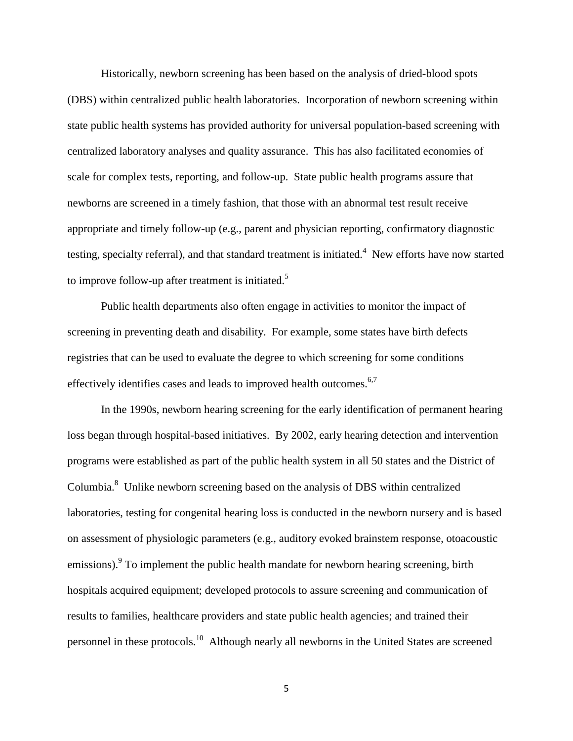Historically, newborn screening has been based on the analysis of dried-blood spots (DBS) within centralized public health laboratories. Incorporation of newborn screening within state public health systems has provided authority for universal population-based screening with centralized laboratory analyses and quality assurance. This has also facilitated economies of scale for complex tests, reporting, and follow-up. State public health programs assure that newborns are screened in a timely fashion, that those with an abnormal test result receive appropriate and timely follow-up (e.g., parent and physician reporting, confirmatory diagnostic testing, specialty referral), and that standard treatment is initiated.[4] New efforts have now started to improve follow-up after treatment is initiated.[5]

Public health departments also often engage in activities to monitor the impact of screening in preventing death and disability. For example, some states have birth defects registries that can be used to evaluate the degree to which screening for some conditions effectively identifies cases and leads to improved health outcomes.[6,7]

In the 1990s, newborn hearing screening for the early identification of permanent hearing loss began through hospital-based initiatives. By 2002, early hearing detection and intervention programs were established as part of the public health system in all 50 states and the District of Columbia.[8] Unlike newborn screening based on the analysis of DBS within centralized laboratories, testing for congenital hearing loss is conducted in the newborn nursery and is based on assessment of physiologic parameters (e.g., auditory evoked brainstem response, otoacoustic emissions).[9] To implement the public health mandate for newborn hearing screening, birth hospitals acquired equipment; developed protocols to assure screening and communication of results to families, healthcare providers and state public health agencies; and trained their personnel in these protocols.[10] Although nearly all newborns in the United States are screened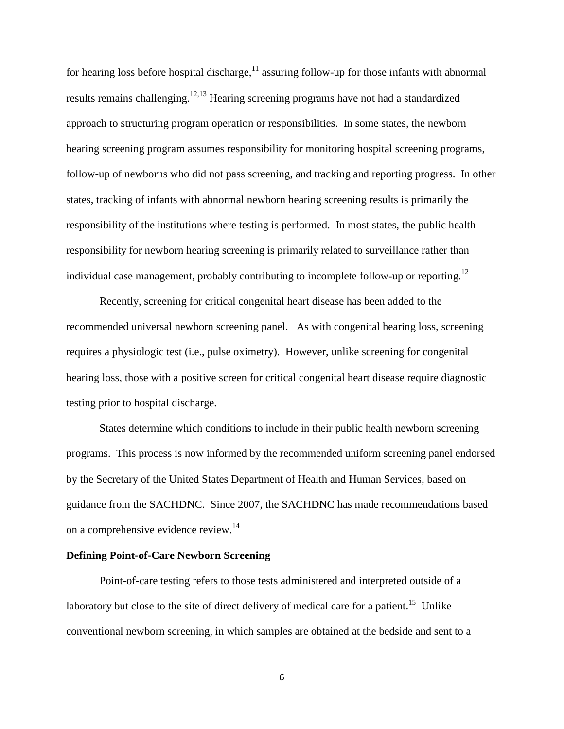for hearing loss before hospital discharge,[11] assuring follow-up for those infants with abnormal results remains challenging.[12,13] Hearing screening programs have not had a standardized approach to structuring program operation or responsibilities. In some states, the newborn hearing screening program assumes responsibility for monitoring hospital screening programs, follow-up of newborns who did not pass screening, and tracking and reporting progress. In other states, tracking of infants with abnormal newborn hearing screening results is primarily the responsibility of the institutions where testing is performed. In most states, the public health responsibility for newborn hearing screening is primarily related to surveillance rather than individual case management, probably contributing to incomplete follow-up or reporting.[12]

Recently, screening for critical congenital heart disease has been added to the recommended universal newborn screening panel. As with congenital hearing loss, screening requires a physiologic test (i.e., pulse oximetry). However, unlike screening for congenital hearing loss, those with a positive screen for critical congenital heart disease require diagnostic testing prior to hospital discharge.

States determine which conditions to include in their public health newborn screening programs. This process is now informed by the recommended uniform screening panel endorsed by the Secretary of the United States Department of Health and Human Services, based on guidance from the SACHDNC. Since 2007, the SACHDNC has made recommendations based on a comprehensive evidence review.[14]

**Defining Point-of-Care Newborn Screening**

Point-of-care testing refers to those tests administered and interpreted outside of a laboratory but close to the site of direct delivery of medical care for a patient.[15] Unlike conventional newborn screening, in which samples are obtained at the bedside and sent to a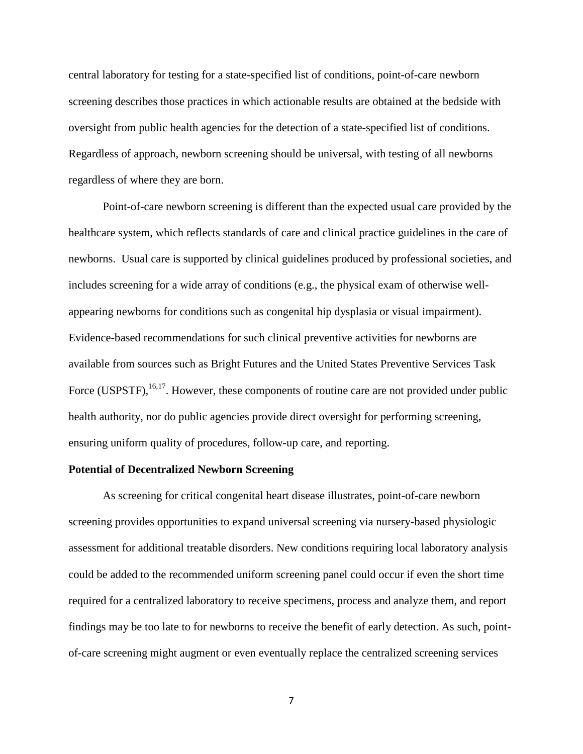central laboratory for testing for a state-specified list of conditions, point-of-care newborn screening describes those practices in which actionable results are obtained at the bedside with oversight from public health agencies for the detection of a state-specified list of conditions. Regardless of approach, newborn screening should be universal, with testing of all newborns regardless of where they are born.

Point-of-care newborn screening is different than the expected usual care provided by the healthcare system, which reflects standards of care and clinical practice guidelines in the care of newborns. Usual care is supported by clinical guidelines produced by professional societies, and includes screening for a wide array of conditions (e.g., the physical exam of otherwise well-appearing newborns for conditions such as congenital hip dysplasia or visual impairment). Evidence-based recommendations for such clinical preventive activities for newborns are available from sources such as Bright Futures and the United States Preventive Services Task Force (USPSTF),[16,17]. However, these components of routine care are not provided under public health authority, nor do public agencies provide direct oversight for performing screening, ensuring uniform quality of procedures, follow-up care, and reporting.

**Potential of Decentralized Newborn Screening**

As screening for critical congenital heart disease illustrates, point-of-care newborn screening provides opportunities to expand universal screening via nursery-based physiologic assessment for additional treatable disorders. New conditions requiring local laboratory analysis could be added to the recommended uniform screening panel could occur if even the short time required for a centralized laboratory to receive specimens, process and analyze them, and report findings may be too late to for newborns to receive the benefit of early detection. As such, point-of-care screening might augment or even eventually replace the centralized screening services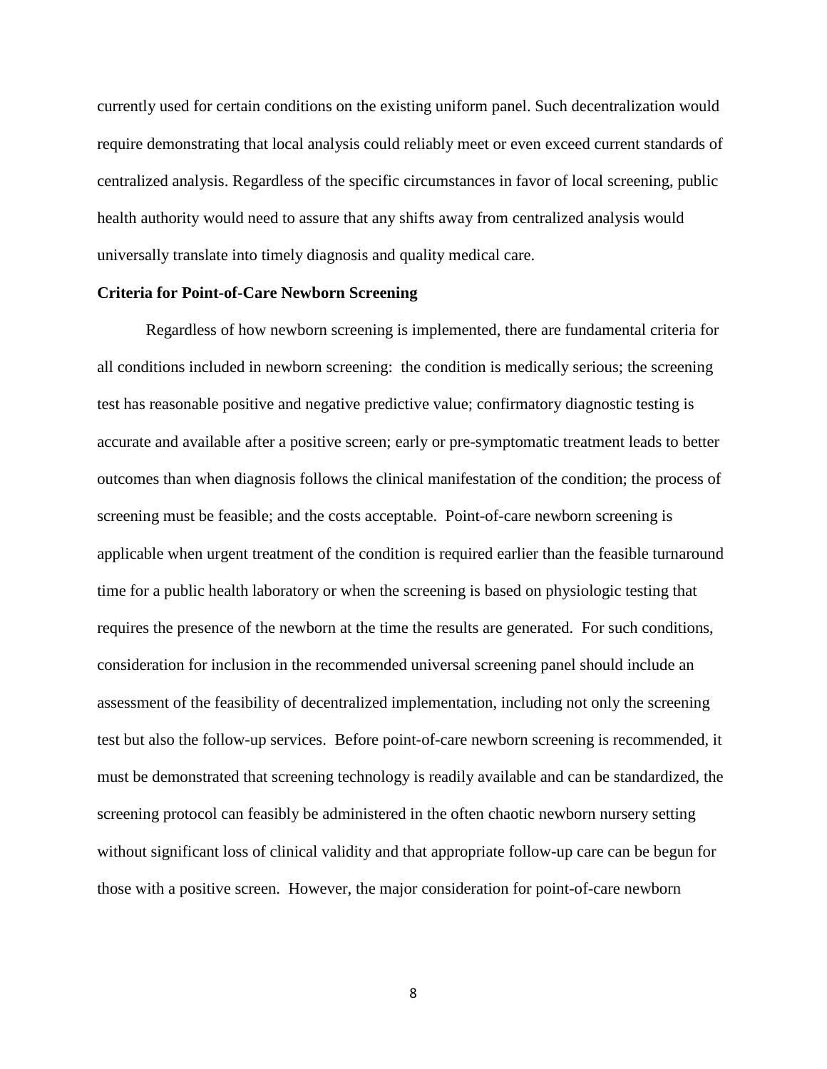currently used for certain conditions on the existing uniform panel. Such decentralization would require demonstrating that local analysis could reliably meet or even exceed current standards of centralized analysis. Regardless of the specific circumstances in favor of local screening, public health authority would need to assure that any shifts away from centralized analysis would universally translate into timely diagnosis and quality medical care.

**Criteria for Point-of-Care Newborn Screening**

Regardless of how newborn screening is implemented, there are fundamental criteria for all conditions included in newborn screening: the condition is medically serious; the screening test has reasonable positive and negative predictive value; confirmatory diagnostic testing is accurate and available after a positive screen; early or pre-symptomatic treatment leads to better outcomes than when diagnosis follows the clinical manifestation of the condition; the process of screening must be feasible; and the costs acceptable. Point-of-care newborn screening is applicable when urgent treatment of the condition is required earlier than the feasible turnaround time for a public health laboratory or when the screening is based on physiologic testing that requires the presence of the newborn at the time the results are generated. For such conditions, consideration for inclusion in the recommended universal screening panel should include an assessment of the feasibility of decentralized implementation, including not only the screening test but also the follow-up services. Before point-of-care newborn screening is recommended, it must be demonstrated that screening technology is readily available and can be standardized, the screening protocol can feasibly be administered in the often chaotic newborn nursery setting without significant loss of clinical validity and that appropriate follow-up care can be begun for those with a positive screen. However, the major consideration for point-of-care newborn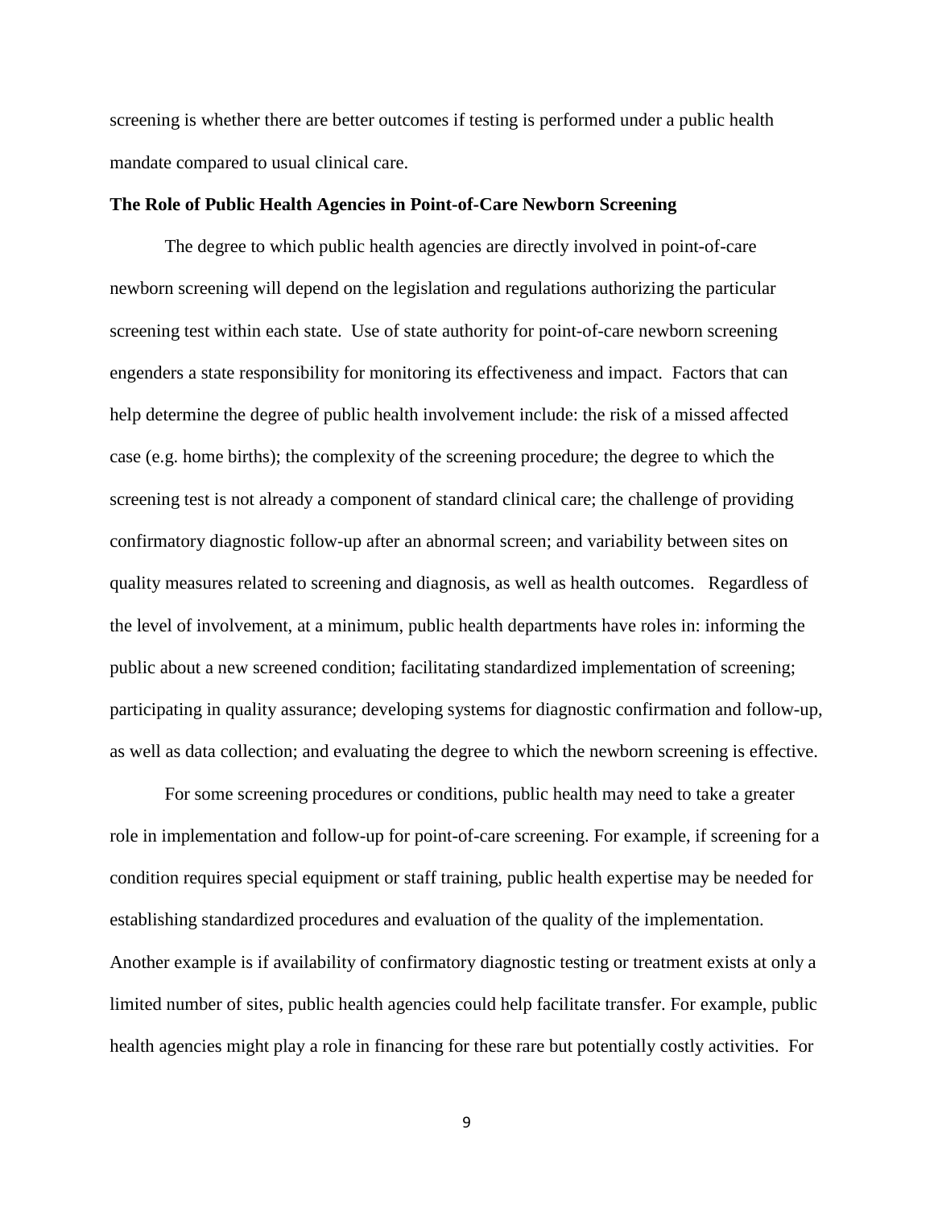screening is whether there are better outcomes if testing is performed under a public health mandate compared to usual clinical care.

**The Role of Public Health Agencies in Point-of-Care Newborn Screening**

The degree to which public health agencies are directly involved in point-of-care newborn screening will depend on the legislation and regulations authorizing the particular screening test within each state. Use of state authority for point-of-care newborn screening engenders a state responsibility for monitoring its effectiveness and impact. Factors that can help determine the degree of public health involvement include: the risk of a missed affected case (e.g. home births); the complexity of the screening procedure; the degree to which the screening test is not already a component of standard clinical care; the challenge of providing confirmatory diagnostic follow-up after an abnormal screen; and variability between sites on quality measures related to screening and diagnosis, as well as health outcomes. Regardless of the level of involvement, at a minimum, public health departments have roles in: informing the public about a new screened condition; facilitating standardized implementation of screening; participating in quality assurance; developing systems for diagnostic confirmation and follow-up, as well as data collection; and evaluating the degree to which the newborn screening is effective.

For some screening procedures or conditions, public health may need to take a greater role in implementation and follow-up for point-of-care screening. For example, if screening for a condition requires special equipment or staff training, public health expertise may be needed for establishing standardized procedures and evaluation of the quality of the implementation. Another example is if availability of confirmatory diagnostic testing or treatment exists at only a limited number of sites, public health agencies could help facilitate transfer. For example, public health agencies might play a role in financing for these rare but potentially costly activities. For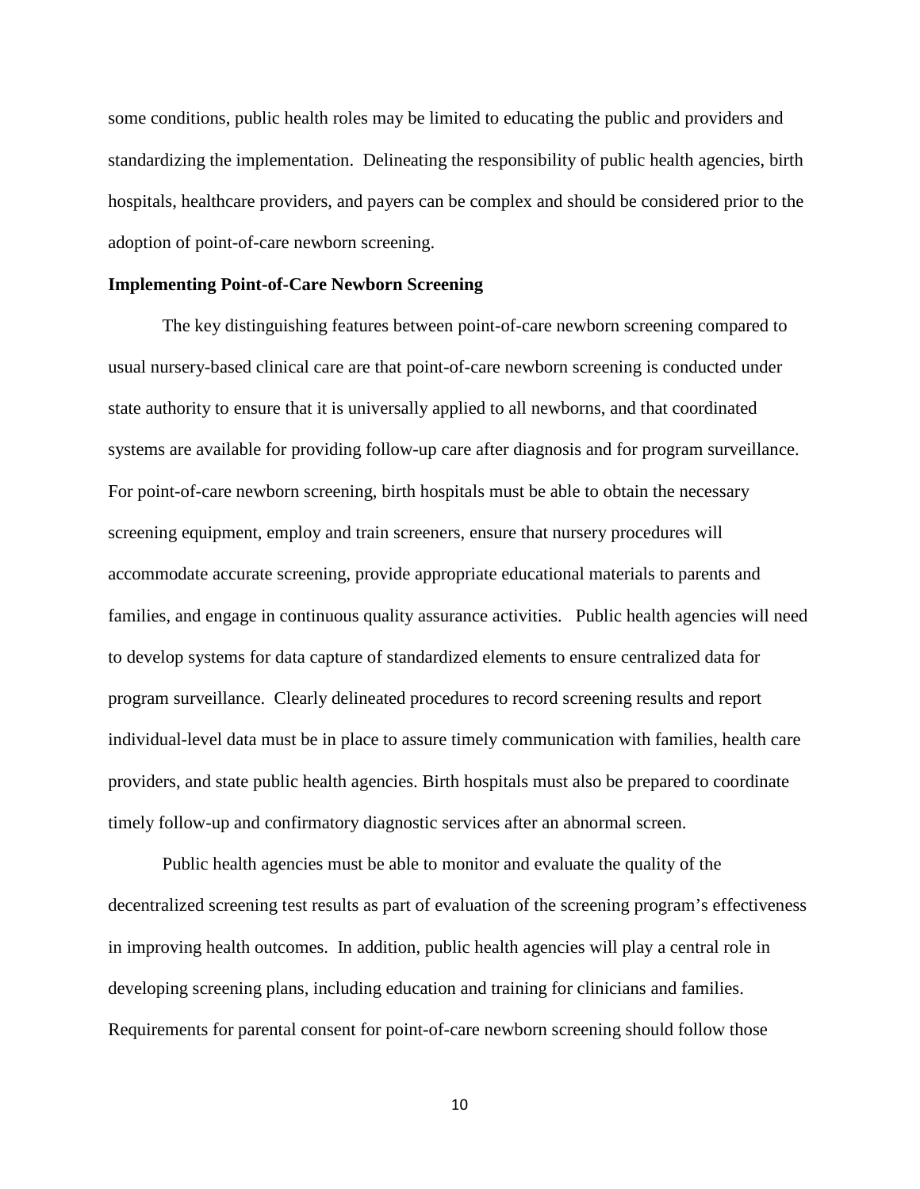some conditions, public health roles may be limited to educating the public and providers and standardizing the implementation. Delineating the responsibility of public health agencies, birth hospitals, healthcare providers, and payers can be complex and should be considered prior to the adoption of point-of-care newborn screening.

**Implementing Point-of-Care Newborn Screening**

The key distinguishing features between point-of-care newborn screening compared to usual nursery-based clinical care are that point-of-care newborn screening is conducted under state authority to ensure that it is universally applied to all newborns, and that coordinated systems are available for providing follow-up care after diagnosis and for program surveillance. For point-of-care newborn screening, birth hospitals must be able to obtain the necessary screening equipment, employ and train screeners, ensure that nursery procedures will accommodate accurate screening, provide appropriate educational materials to parents and families, and engage in continuous quality assurance activities. Public health agencies will need to develop systems for data capture of standardized elements to ensure centralized data for program surveillance. Clearly delineated procedures to record screening results and report individual-level data must be in place to assure timely communication with families, health care providers, and state public health agencies. Birth hospitals must also be prepared to coordinate timely follow-up and confirmatory diagnostic services after an abnormal screen.

Public health agencies must be able to monitor and evaluate the quality of the decentralized screening test results as part of evaluation of the screening program's effectiveness in improving health outcomes. In addition, public health agencies will play a central role in developing screening plans, including education and training for clinicians and families. Requirements for parental consent for point-of-care newborn screening should follow those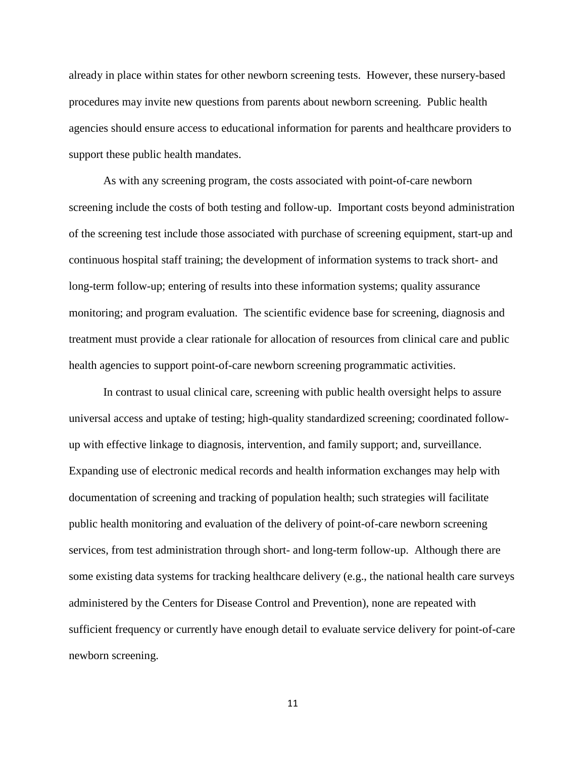already in place within states for other newborn screening tests. However, these nursery-based procedures may invite new questions from parents about newborn screening. Public health agencies should ensure access to educational information for parents and healthcare providers to support these public health mandates.

As with any screening program, the costs associated with point-of-care newborn screening include the costs of both testing and follow-up. Important costs beyond administration of the screening test include those associated with purchase of screening equipment, start-up and continuous hospital staff training; the development of information systems to track short- and long-term follow-up; entering of results into these information systems; quality assurance monitoring; and program evaluation. The scientific evidence base for screening, diagnosis and treatment must provide a clear rationale for allocation of resources from clinical care and public health agencies to support point-of-care newborn screening programmatic activities.

In contrast to usual clinical care, screening with public health oversight helps to assure universal access and uptake of testing; high-quality standardized screening; coordinated follow-up with effective linkage to diagnosis, intervention, and family support; and, surveillance. Expanding use of electronic medical records and health information exchanges may help with documentation of screening and tracking of population health; such strategies will facilitate public health monitoring and evaluation of the delivery of point-of-care newborn screening services, from test administration through short- and long-term follow-up. Although there are some existing data systems for tracking healthcare delivery (e.g., the national health care surveys administered by the Centers for Disease Control and Prevention), none are repeated with sufficient frequency or currently have enough detail to evaluate service delivery for point-of-care newborn screening.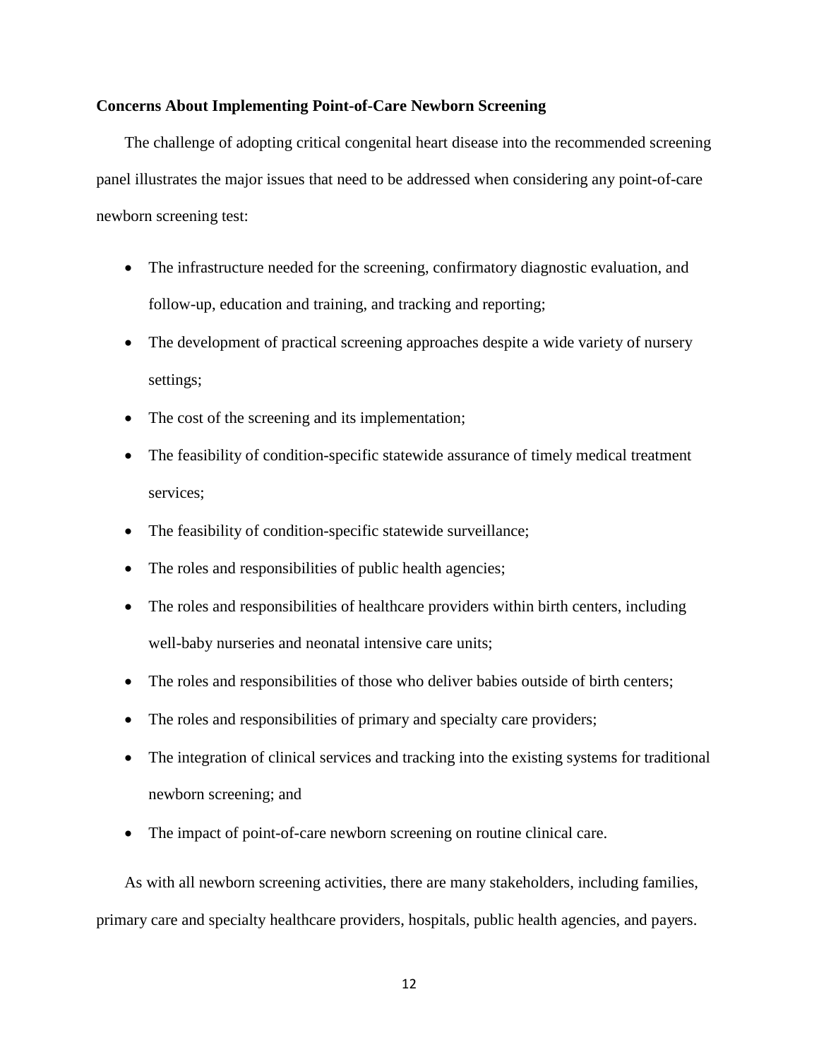**Concerns About Implementing Point-of-Care Newborn Screening**

The challenge of adopting critical congenital heart disease into the recommended screening panel illustrates the major issues that need to be addressed when considering any point-of-care newborn screening test:

- The infrastructure needed for the screening, confirmatory diagnostic evaluation, and follow-up, education and training, and tracking and reporting;
- The development of practical screening approaches despite a wide variety of nursery settings;
- The cost of the screening and its implementation;
- The feasibility of condition-specific statewide assurance of timely medical treatment services;
- The feasibility of condition-specific statewide surveillance;
- The roles and responsibilities of public health agencies;
- The roles and responsibilities of healthcare providers within birth centers, including well-baby nurseries and neonatal intensive care units;
- The roles and responsibilities of those who deliver babies outside of birth centers;
- The roles and responsibilities of primary and specialty care providers;
- The integration of clinical services and tracking into the existing systems for traditional newborn screening; and
- The impact of point-of-care newborn screening on routine clinical care.

As with all newborn screening activities, there are many stakeholders, including families, primary care and specialty healthcare providers, hospitals, public health agencies, and payers.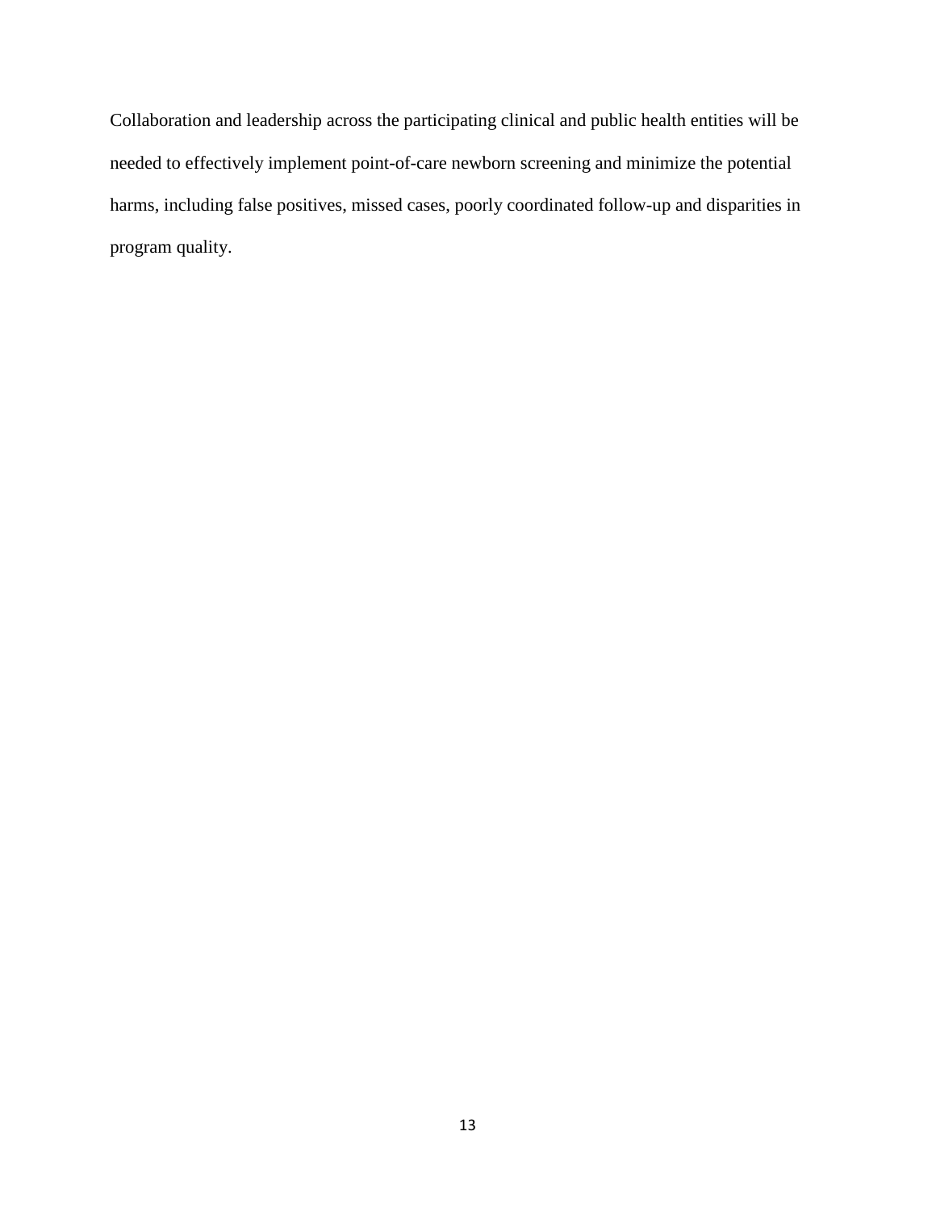Collaboration and leadership across the participating clinical and public health entities will be needed to effectively implement point-of-care newborn screening and minimize the potential harms, including false positives, missed cases, poorly coordinated follow-up and disparities in program quality.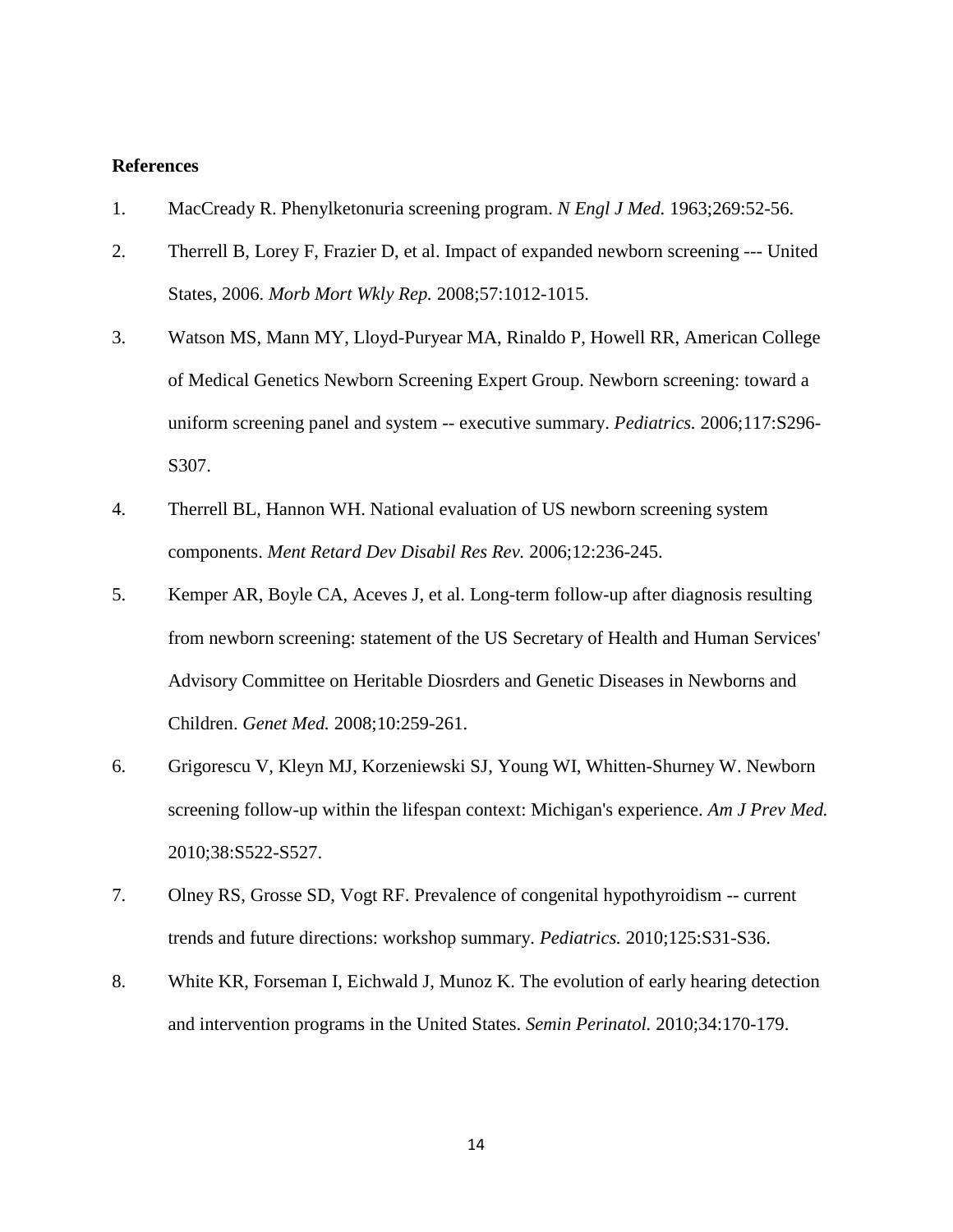**References**

1. MacCready R. Phenylketonuria screening program. *N Engl J Med.* 1963;269:52-56.
2. Therrell B, Lorey F, Frazier D, et al. Impact of expanded newborn screening --- United States, 2006. *Morb Mort Wkly Rep.* 2008;57:1012-1015.
3. Watson MS, Mann MY, Lloyd-Puryear MA, Rinaldo P, Howell RR, American College of Medical Genetics Newborn Screening Expert Group. Newborn screening: toward a uniform screening panel and system -- executive summary. *Pediatrics.* 2006;117:S296-S307.
4. Therrell BL, Hannon WH. National evaluation of US newborn screening system components. *Ment Retard Dev Disabil Res Rev.* 2006;12:236-245.
5. Kemper AR, Boyle CA, Aceves J, et al. Long-term follow-up after diagnosis resulting from newborn screening: statement of the US Secretary of Health and Human Services' Advisory Committee on Heritable Diosrders and Genetic Diseases in Newborns and Children. *Genet Med.* 2008;10:259-261.
6. Grigorescu V, Kleyn MJ, Korzeniewski SJ, Young WI, Whitten-Shurney W. Newborn screening follow-up within the lifespan context: Michigan's experience. *Am J Prev Med.* 2010;38:S522-S527.
7. Olney RS, Grosse SD, Vogt RF. Prevalence of congenital hypothyroidism -- current trends and future directions: workshop summary. *Pediatrics.* 2010;125:S31-S36.
8. White KR, Forseman I, Eichwald J, Munoz K. The evolution of early hearing detection and intervention programs in the United States. *Semin Perinatol.* 2010;34:170-179.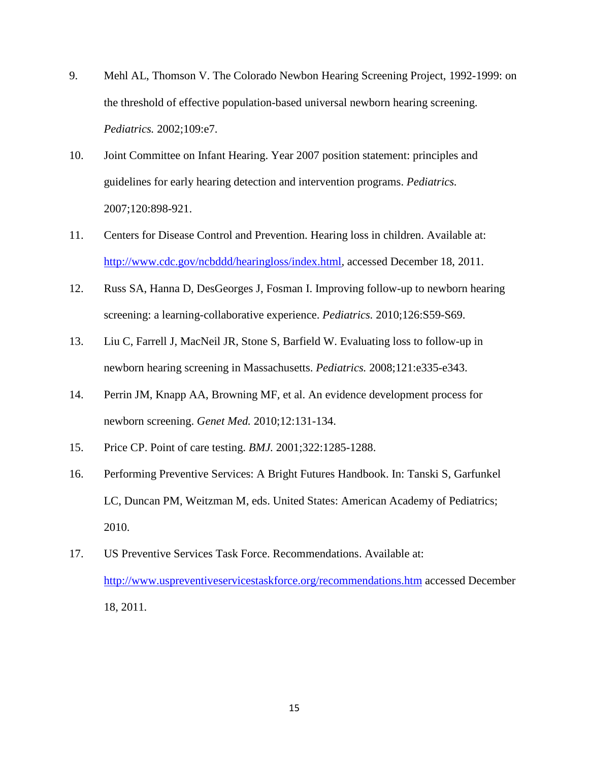9. Mehl AL, Thomson V. The Colorado Newbon Hearing Screening Project, 1992-1999: on the threshold of effective population-based universal newborn hearing screening. *Pediatrics.* 2002;109:e7.

10. Joint Committee on Infant Hearing. Year 2007 position statement: principles and guidelines for early hearing detection and intervention programs. *Pediatrics.* 2007;120:898-921.

11. Centers for Disease Control and Prevention. Hearing loss in children. Available at: [http://www.cdc.gov/ncbddd/hearingloss/index.html](http://www.cdc.gov/ncbddd/hearingloss/index.html), accessed December 18, 2011.

12. Russ SA, Hanna D, DesGeorges J, Fosman I. Improving follow-up to newborn hearing screening: a learning-collaborative experience. *Pediatrics.* 2010;126:S59-S69.

13. Liu C, Farrell J, MacNeil JR, Stone S, Barfield W. Evaluating loss to follow-up in newborn hearing screening in Massachusetts. *Pediatrics.* 2008;121:e335-e343.

14. Perrin JM, Knapp AA, Browning MF, et al. An evidence development process for newborn screening. *Genet Med.* 2010;12:131-134.

15. Price CP. Point of care testing. *BMJ.* 2001;322:1285-1288.

16. Performing Preventive Services: A Bright Futures Handbook. In: Tanski S, Garfunkel LC, Duncan PM, Weitzman M, eds. United States: American Academy of Pediatrics; 2010.

17. US Preventive Services Task Force. Recommendations. Available at: [http://www.uspreventiveservicestaskforce.org/recommendations.htm](http://www.uspreventiveservicestaskforce.org/recommendations.htm) accessed December 18, 2011.